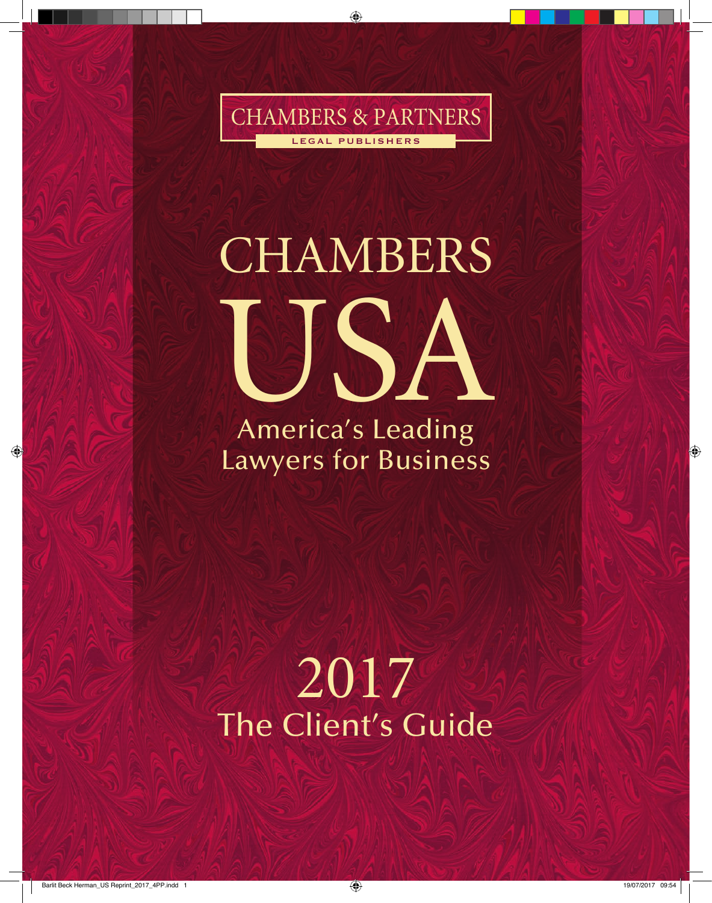CHAMBERS & PARTNERS

LEGAL PUBLISHERS

# CHAMBERS USA

## America's Leading Lawyers for Business

## 2017
## The Client's Guide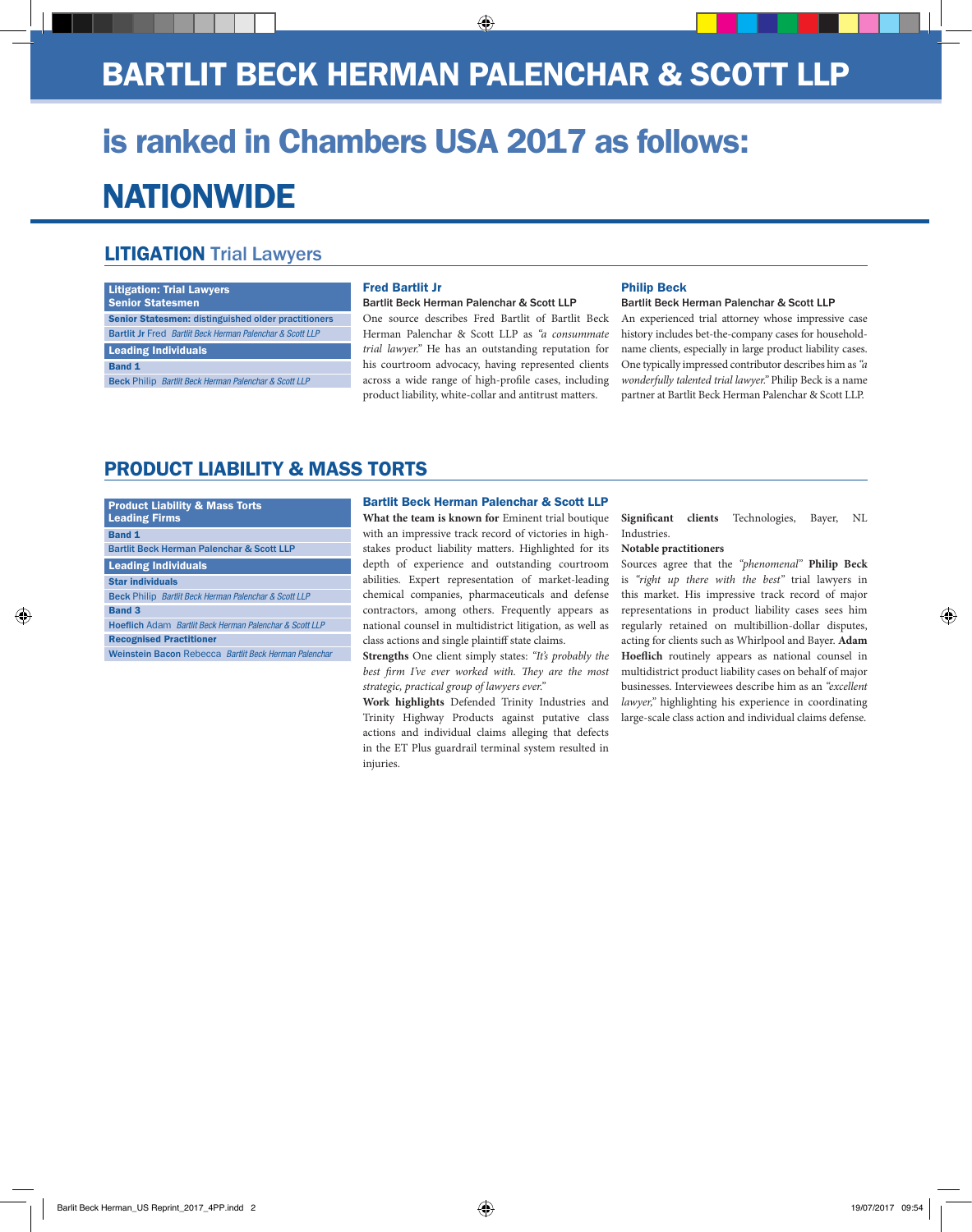# BARTLIT BECK HERMAN PALENCHAR & SCOTT LLP

## is ranked in Chambers USA 2017 as follows:

# NATIONWIDE

## LITIGATION Trial Lawyers

| Litigation: Trial Lawyers Senior Statesmen |
|---|
| **Senior Statesmen: distinguished older practitioners** |
| Bartlit Jr Fred *Bartlit Beck Herman Palenchar & Scott LLP* |
| **Leading Individuals** |
| **Band 1** |
| Beck Philip *Bartlit Beck Herman Palenchar & Scott LLP* |

### Fred Bartlit Jr

Bartlit Beck Herman Palenchar & Scott LLP

One source describes Fred Bartlit of Bartlit Beck Herman Palenchar & Scott LLP as *"a consummate trial lawyer."* He has an outstanding reputation for his courtroom advocacy, having represented clients across a wide range of high-profile cases, including product liability, white-collar and antitrust matters.

### Philip Beck

Bartlit Beck Herman Palenchar & Scott LLP

An experienced trial attorney whose impressive case history includes bet-the-company cases for household-name clients, especially in large product liability cases. One typically impressed contributor describes him as *"a wonderfully talented trial lawyer."* Philip Beck is a name partner at Bartlit Beck Herman Palenchar & Scott LLP.

## PRODUCT LIABILITY & MASS TORTS

| Product Liability & Mass Torts Leading Firms |
|---|
| **Band 1** |
| Bartlit Beck Herman Palenchar & Scott LLP |
| **Leading Individuals** |
| **Star individuals** |
| Beck Philip *Bartlit Beck Herman Palenchar & Scott LLP* |
| **Band 3** |
| Hoeflich Adam *Bartlit Beck Herman Palenchar & Scott LLP* |
| **Recognised Practitioner** |
| Weinstein Bacon Rebecca *Bartlit Beck Herman Palenchar* |

### Bartlit Beck Herman Palenchar & Scott LLP

**What the team is known for** Eminent trial boutique with an impressive track record of victories in high-stakes product liability matters. Highlighted for its depth of experience and outstanding courtroom abilities. Expert representation of market-leading chemical companies, pharmaceuticals and defense contractors, among others. Frequently appears as national counsel in multidistrict litigation, as well as class actions and single plaintiff state claims.

**Strengths** One client simply states: *"It's probably the best firm I've ever worked with. They are the most strategic, practical group of lawyers ever."*

**Work highlights** Defended Trinity Industries and Trinity Highway Products against putative class actions and individual claims alleging that defects in the ET Plus guardrail terminal system resulted in injuries.

**Significant clients** Technologies, Bayer, NL Industries.

**Notable practitioners**

Sources agree that the *"phenomenal"* **Philip Beck** is *"right up there with the best"* trial lawyers in this market. His impressive track record of major representations in product liability cases sees him regularly retained on multibillion-dollar disputes, acting for clients such as Whirlpool and Bayer. **Adam Hoeflich** routinely appears as national counsel in multidistrict product liability cases on behalf of major businesses. Interviewees describe him as an *"excellent lawyer,"* highlighting his experience in coordinating large-scale class action and individual claims defense.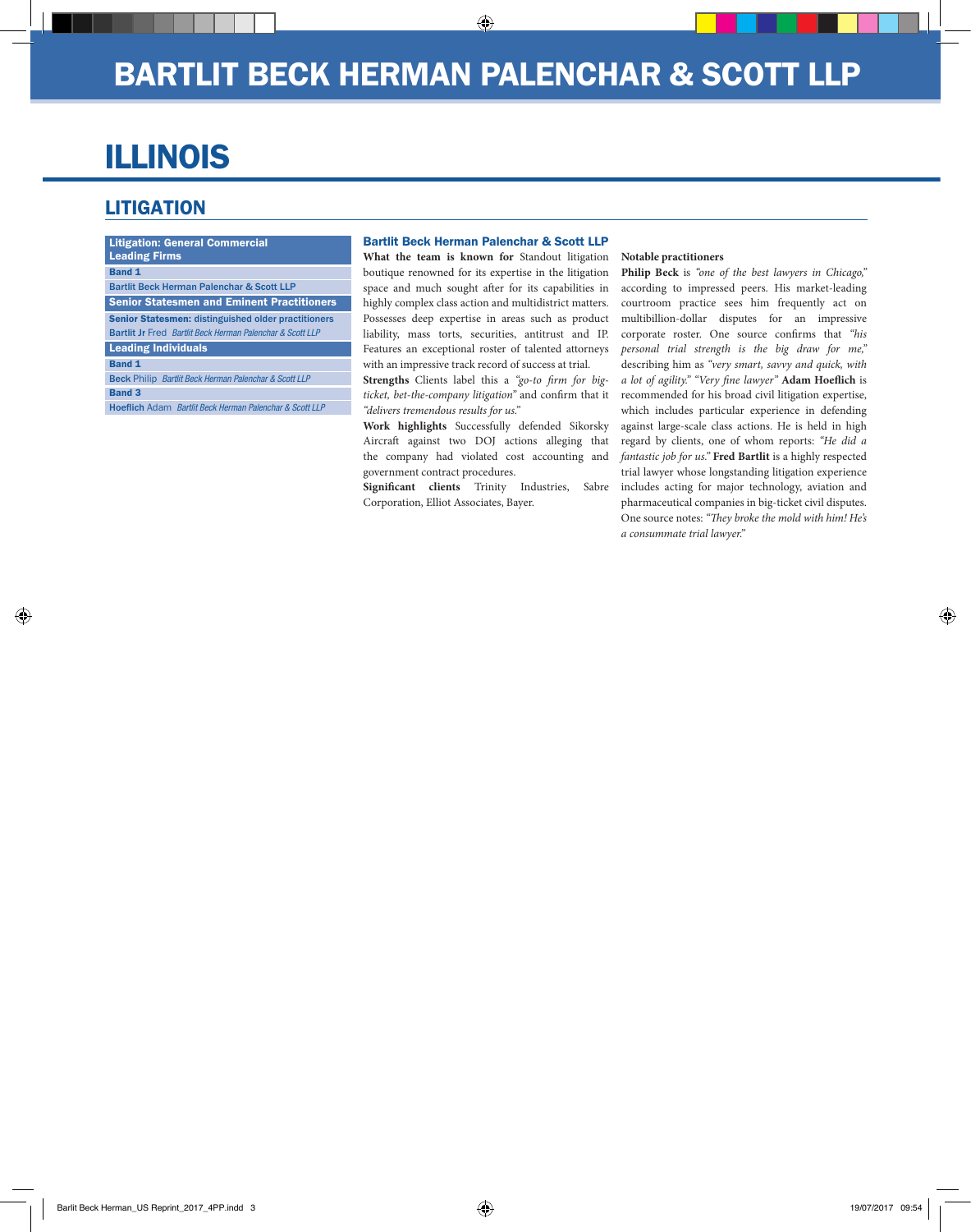# BARTLIT BECK HERMAN PALENCHAR & SCOTT LLP

# ILLINOIS

## LITIGATION

| Litigation: General Commercial Leading Firms |
| --- |
| **Band 1** |
| Bartlit Beck Herman Palenchar & Scott LLP |
| **Senior Statesmen and Eminent Practitioners** |
| **Senior Statesmen:** distinguished older practitioners |
| Bartlit Jr Fred *Bartlit Beck Herman Palenchar & Scott LLP* |
| **Leading Individuals** |
| **Band 1** |
| Beck Philip *Bartlit Beck Herman Palenchar & Scott LLP* |
| **Band 3** |
| Hoeflich Adam *Bartlit Beck Herman Palenchar & Scott LLP* |

### Bartlit Beck Herman Palenchar & Scott LLP

**What the team is known for** Standout litigation boutique renowned for its expertise in the litigation space and much sought after for its capabilities in highly complex class action and multidistrict matters. Possesses deep expertise in areas such as product liability, mass torts, securities, antitrust and IP. Features an exceptional roster of talented attorneys with an impressive track record of success at trial.

**Strengths** Clients label this a *"go-to firm for big-ticket, bet-the-company litigation"* and confirm that it *"delivers tremendous results for us."*

**Work highlights** Successfully defended Sikorsky Aircraft against two DOJ actions alleging that the company had violated cost accounting and government contract procedures.

**Significant clients** Trinity Industries, Sabre Corporation, Elliot Associates, Bayer.

**Notable practitioners**

**Philip Beck** is *"one of the best lawyers in Chicago,"* according to impressed peers. His market-leading courtroom practice sees him frequently act on multibillion-dollar disputes for an impressive corporate roster. One source confirms that *"his personal trial strength is the big draw for me,"* describing him as *"very smart, savvy and quick, with a lot of agility." "Very fine lawyer"* **Adam Hoeflich** is recommended for his broad civil litigation expertise, which includes particular experience in defending against large-scale class actions. He is held in high regard by clients, one of whom reports: *"He did a fantastic job for us."* **Fred Bartlit** is a highly respected trial lawyer whose longstanding litigation experience includes acting for major technology, aviation and pharmaceutical companies in big-ticket civil disputes. One source notes: *"They broke the mold with him! He's a consummate trial lawyer."*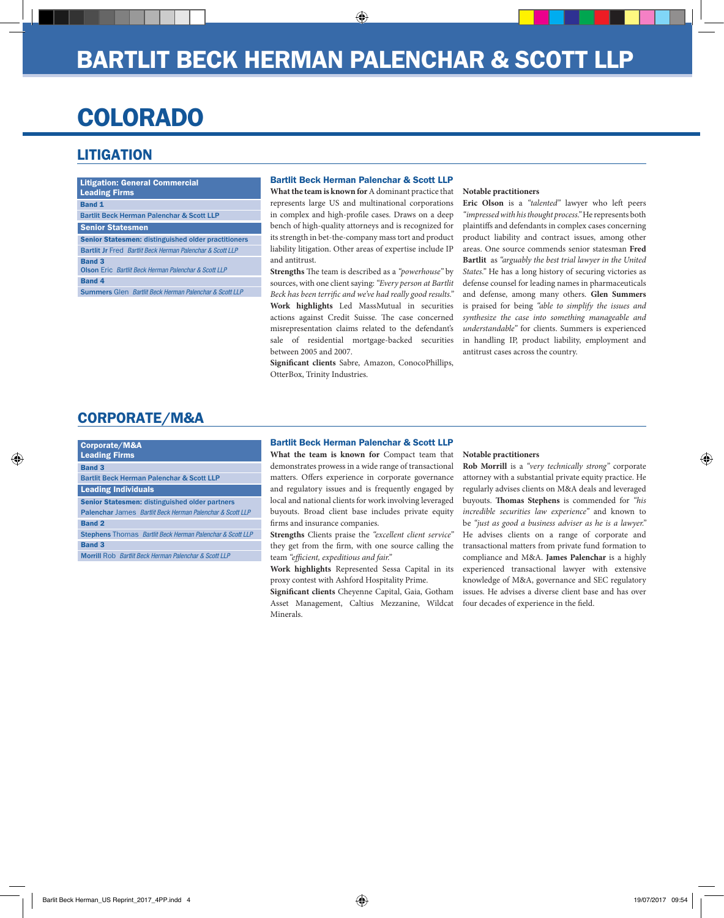# BARTLIT BECK HERMAN PALENCHAR & SCOTT LLP

# COLORADO

## LITIGATION

| Litigation: General Commercial Leading Firms |
|---|
| **Band 1** |
| Bartlit Beck Herman Palenchar & Scott LLP |
| **Senior Statesmen** |
| **Senior Statesmen: distinguished older practitioners** |
| Bartlit Jr Fred *Bartlit Beck Herman Palenchar & Scott LLP* |
| **Band 3** |
| Olson Eric *Bartlit Beck Herman Palenchar & Scott LLP* |
| **Band 4** |
| Summers Glen *Bartlit Beck Herman Palenchar & Scott LLP* |

### Bartlit Beck Herman Palenchar & Scott LLP

**What the team is known for** A dominant practice that represents large US and multinational corporations in complex and high-profile cases. Draws on a deep bench of high-quality attorneys and is recognized for its strength in bet-the-company mass tort and product liability litigation. Other areas of expertise include IP and antitrust.

**Strengths** The team is described as a *"powerhouse"* by sources, with one client saying: *"Every person at Bartlit Beck has been terrific and we've had really good results."*

**Work highlights** Led MassMutual in securities actions against Credit Suisse. The case concerned misrepresentation claims related to the defendant's sale of residential mortgage-backed securities between 2005 and 2007.

**Significant clients** Sabre, Amazon, ConocoPhillips, OtterBox, Trinity Industries.

**Notable practitioners**

**Eric Olson** is a *"talented"* lawyer who left peers *"impressed with his thought process."* He represents both plaintiffs and defendants in complex cases concerning product liability and contract issues, among other areas. One source commends senior statesman **Fred Bartlit** as *"arguably the best trial lawyer in the United States."* He has a long history of securing victories as defense counsel for leading names in pharmaceuticals and defense, among many others. **Glen Summers** is praised for being *"able to simplify the issues and synthesize the case into something manageable and understandable"* for clients. Summers is experienced in handling IP, product liability, employment and antitrust cases across the country.

## CORPORATE/M&A

| Corporate/M&A Leading Firms |
|---|
| **Band 3** |
| Bartlit Beck Herman Palenchar & Scott LLP |
| **Leading Individuals** |
| **Senior Statesmen: distinguished older partners** |
| Palenchar James *Bartlit Beck Herman Palenchar & Scott LLP* |
| **Band 2** |
| Stephens Thomas *Bartlit Beck Herman Palenchar & Scott LLP* |
| **Band 3** |
| Morrill Rob *Bartlit Beck Herman Palenchar & Scott LLP* |

### Bartlit Beck Herman Palenchar & Scott LLP

**What the team is known for** Compact team that demonstrates prowess in a wide range of transactional matters. Offers experience in corporate governance and regulatory issues and is frequently engaged by local and national clients for work involving leveraged buyouts. Broad client base includes private equity firms and insurance companies.

**Strengths** Clients praise the *"excellent client service"* they get from the firm, with one source calling the team *"efficient, expeditious and fair."*

**Work highlights** Represented Sessa Capital in its proxy contest with Ashford Hospitality Prime.

**Significant clients** Cheyenne Capital, Gaia, Gotham Asset Management, Caltius Mezzanine, Wildcat Minerals.

**Notable practitioners**

**Rob Morrill** is a *"very technically strong"* corporate attorney with a substantial private equity practice. He regularly advises clients on M&A deals and leveraged buyouts. **Thomas Stephens** is commended for *"his incredible securities law experience"* and known to be *"just as good a business adviser as he is a lawyer."* He advises clients on a range of corporate and transactional matters from private fund formation to compliance and M&A. **James Palenchar** is a highly experienced transactional lawyer with extensive knowledge of M&A, governance and SEC regulatory issues. He advises a diverse client base and has over four decades of experience in the field.